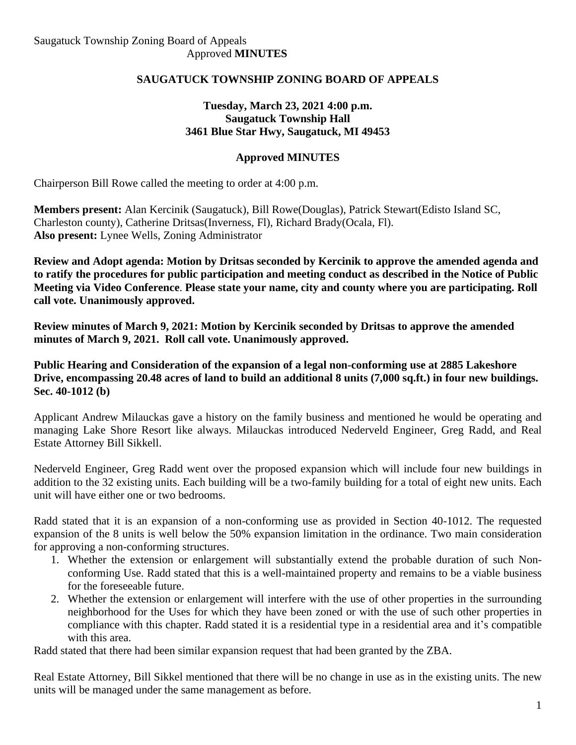Saugatuck Township Zoning Board of Appeals
Approved **MINUTES**

## SAUGATUCK TOWNSHIP ZONING BOARD OF APPEALS

**Tuesday, March 23, 2021 4:00 p.m.**
**Saugatuck Township Hall**
**3461 Blue Star Hwy, Saugatuck, MI 49453**

**Approved MINUTES**

Chairperson Bill Rowe called the meeting to order at 4:00 p.m.

**Members present:** Alan Kercinik (Saugatuck), Bill Rowe(Douglas), Patrick Stewart(Edisto Island SC, Charleston county), Catherine Dritsas(Inverness, Fl), Richard Brady(Ocala, Fl).
**Also present:** Lynee Wells, Zoning Administrator

**Review and Adopt agenda: Motion by Dritsas seconded by Kercinik to approve the amended agenda and to ratify the procedures for public participation and meeting conduct as described in the Notice of Public Meeting via Video Conference. Please state your name, city and county where you are participating. Roll call vote. Unanimously approved.**

**Review minutes of March 9, 2021: Motion by Kercinik seconded by Dritsas to approve the amended minutes of March 9, 2021. Roll call vote. Unanimously approved.**

**Public Hearing and Consideration of the expansion of a legal non-conforming use at 2885 Lakeshore Drive, encompassing 20.48 acres of land to build an additional 8 units (7,000 sq.ft.) in four new buildings. Sec. 40-1012 (b)**

Applicant Andrew Milauckas gave a history on the family business and mentioned he would be operating and managing Lake Shore Resort like always. Milauckas introduced Nederveld Engineer, Greg Radd, and Real Estate Attorney Bill Sikkell.

Nederveld Engineer, Greg Radd went over the proposed expansion which will include four new buildings in addition to the 32 existing units. Each building will be a two-family building for a total of eight new units. Each unit will have either one or two bedrooms.

Radd stated that it is an expansion of a non-conforming use as provided in Section 40-1012. The requested expansion of the 8 units is well below the 50% expansion limitation in the ordinance. Two main consideration for approving a non-conforming structures.

1. Whether the extension or enlargement will substantially extend the probable duration of such Non-conforming Use. Radd stated that this is a well-maintained property and remains to be a viable business for the foreseeable future.
2. Whether the extension or enlargement will interfere with the use of other properties in the surrounding neighborhood for the Uses for which they have been zoned or with the use of such other properties in compliance with this chapter. Radd stated it is a residential type in a residential area and it's compatible with this area.

Radd stated that there had been similar expansion request that had been granted by the ZBA.

Real Estate Attorney, Bill Sikkel mentioned that there will be no change in use as in the existing units. The new units will be managed under the same management as before.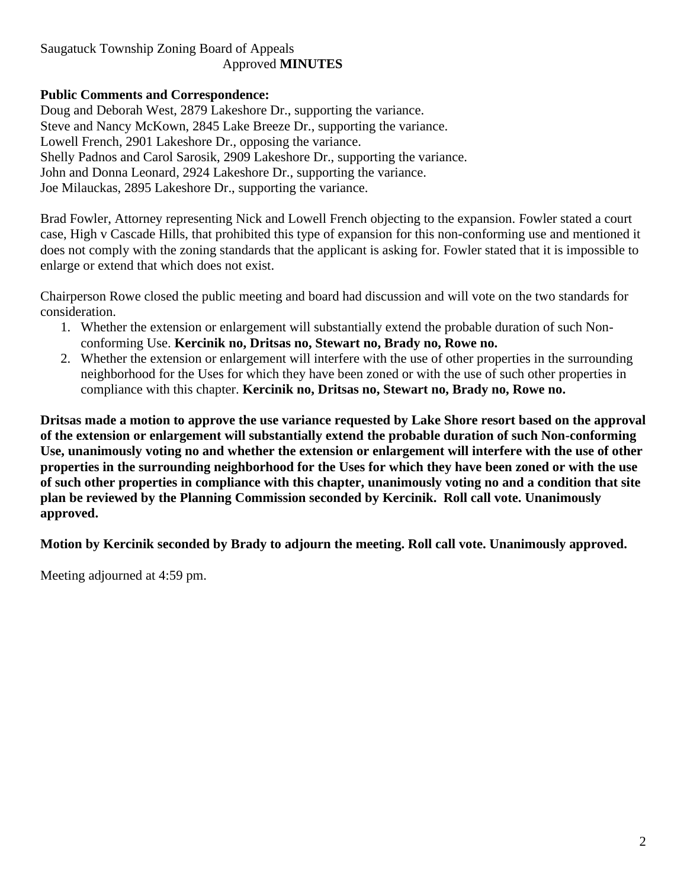Saugatuck Township Zoning Board of Appeals
Approved **MINUTES**

**Public Comments and Correspondence:**
Doug and Deborah West, 2879 Lakeshore Dr., supporting the variance.
Steve and Nancy McKown, 2845 Lake Breeze Dr., supporting the variance.
Lowell French, 2901 Lakeshore Dr., opposing the variance.
Shelly Padnos and Carol Sarosik, 2909 Lakeshore Dr., supporting the variance.
John and Donna Leonard, 2924 Lakeshore Dr., supporting the variance.
Joe Milauckas, 2895 Lakeshore Dr., supporting the variance.

Brad Fowler, Attorney representing Nick and Lowell French objecting to the expansion. Fowler stated a court case, High v Cascade Hills, that prohibited this type of expansion for this non-conforming use and mentioned it does not comply with the zoning standards that the applicant is asking for. Fowler stated that it is impossible to enlarge or extend that which does not exist.

Chairperson Rowe closed the public meeting and board had discussion and will vote on the two standards for consideration.

1. Whether the extension or enlargement will substantially extend the probable duration of such Non-conforming Use. **Kercinik no, Dritsas no, Stewart no, Brady no, Rowe no.**
2. Whether the extension or enlargement will interfere with the use of other properties in the surrounding neighborhood for the Uses for which they have been zoned or with the use of such other properties in compliance with this chapter. **Kercinik no, Dritsas no, Stewart no, Brady no, Rowe no.**

**Dritsas made a motion to approve the use variance requested by Lake Shore resort based on the approval of the extension or enlargement will substantially extend the probable duration of such Non-conforming Use, unanimously voting no and whether the extension or enlargement will interfere with the use of other properties in the surrounding neighborhood for the Uses for which they have been zoned or with the use of such other properties in compliance with this chapter, unanimously voting no and a condition that site plan be reviewed by the Planning Commission seconded by Kercinik. Roll call vote. Unanimously approved.**

**Motion by Kercinik seconded by Brady to adjourn the meeting. Roll call vote. Unanimously approved.**

Meeting adjourned at 4:59 pm.